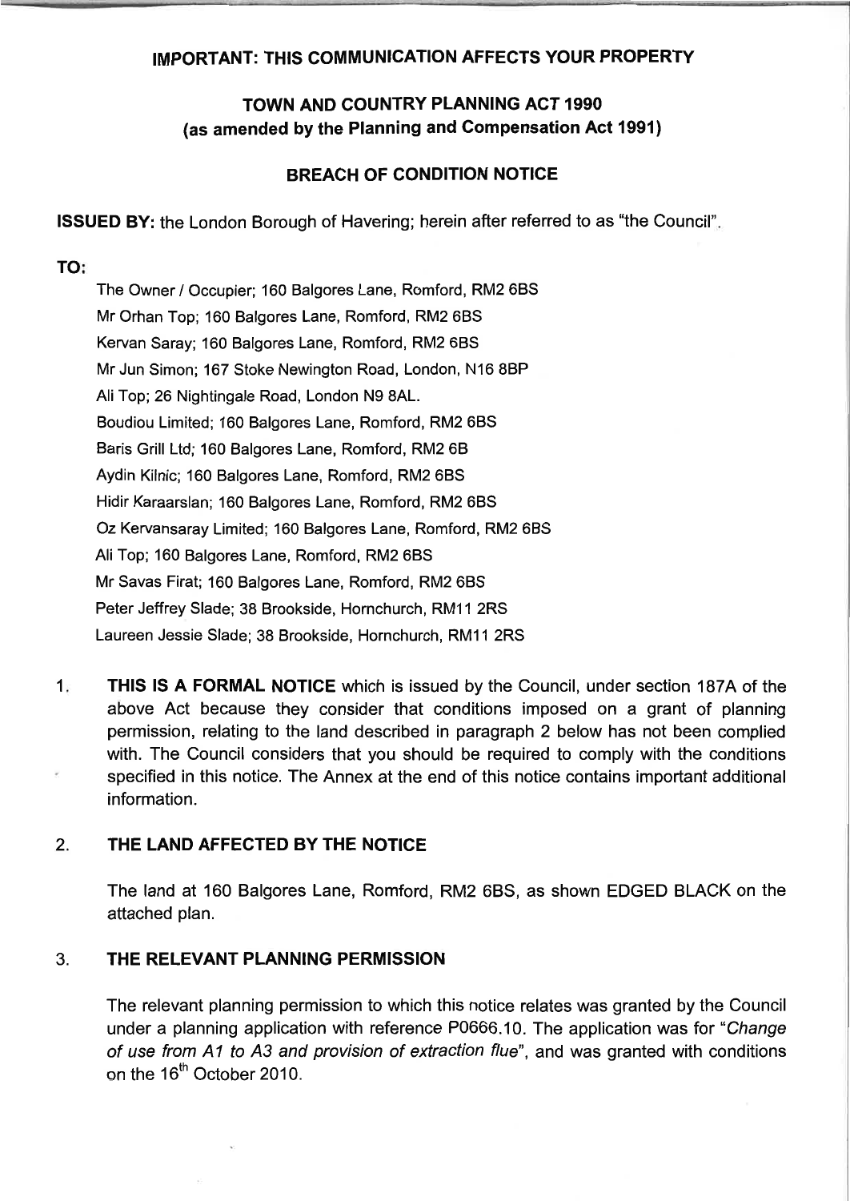# IMPORTANT: THIS COMMUNICATION AFFECTS YOUR PROPERTY

## TOWN AND COUNTRY PLANNING ACT 1990
## (as amended by the Planning and Compensation Act 1991)

## BREACH OF CONDITION NOTICE

**ISSUED BY:** the London Borough of Havering; herein after referred to as "the Council".

**TO:**

The Owner / Occupier; 160 Balgores Lane, Romford, RM2 6BS
Mr Orhan Top; 160 Balgores Lane, Romford, RM2 6BS
Kervan Saray; 160 Balgores Lane, Romford, RM2 6BS
Mr Jun Simon; 167 Stoke Newington Road, London, N16 8BP
Ali Top; 26 Nightingale Road, London N9 8AL.
Boudiou Limited; 160 Balgores Lane, Romford, RM2 6BS
Baris Grill Ltd; 160 Balgores Lane, Romford, RM2 6B
Aydin Kilnic; 160 Balgores Lane, Romford, RM2 6BS
Hidir Karaarslan; 160 Balgores Lane, Romford, RM2 6BS
Oz Kervansaray Limited; 160 Balgores Lane, Romford, RM2 6BS
Ali Top; 160 Balgores Lane, Romford, RM2 6BS
Mr Savas Firat; 160 Balgores Lane, Romford, RM2 6BS
Peter Jeffrey Slade; 38 Brookside, Hornchurch, RM11 2RS
Laureen Jessie Slade; 38 Brookside, Hornchurch, RM11 2RS

1. **THIS IS A FORMAL NOTICE** which is issued by the Council, under section 187A of the above Act because they consider that conditions imposed on a grant of planning permission, relating to the land described in paragraph 2 below has not been complied with. The Council considers that you should be required to comply with the conditions specified in this notice. The Annex at the end of this notice contains important additional information.

2. **THE LAND AFFECTED BY THE NOTICE**

   The land at 160 Balgores Lane, Romford, RM2 6BS, as shown EDGED BLACK on the attached plan.

3. **THE RELEVANT PLANNING PERMISSION**

   The relevant planning permission to which this notice relates was granted by the Council under a planning application with reference P0666.10. The application was for "*Change of use from A1 to A3 and provision of extraction flue*", and was granted with conditions on the 16th October 2010.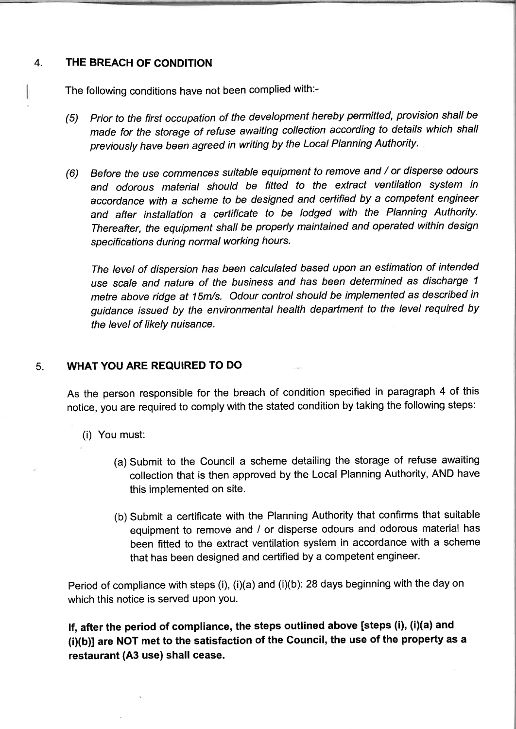## 4. THE BREACH OF CONDITION

The following conditions have not been complied with:-

*(5) Prior to the first occupation of the development hereby permitted, provision shall be made for the storage of refuse awaiting collection according to details which shall previously have been agreed in writing by the Local Planning Authority.*

*(6) Before the use commences suitable equipment to remove and / or disperse odours and odorous material should be fitted to the extract ventilation system in accordance with a scheme to be designed and certified by a competent engineer and after installation a certificate to be lodged with the Planning Authority. Thereafter, the equipment shall be properly maintained and operated within design specifications during normal working hours.*

*The level of dispersion has been calculated based upon an estimation of intended use scale and nature of the business and has been determined as discharge 1 metre above ridge at 15m/s. Odour control should be implemented as described in guidance issued by the environmental health department to the level required by the level of likely nuisance.*

## 5. WHAT YOU ARE REQUIRED TO DO

As the person responsible for the breach of condition specified in paragraph 4 of this notice, you are required to comply with the stated condition by taking the following steps:

(i) You must:

(a) Submit to the Council a scheme detailing the storage of refuse awaiting collection that is then approved by the Local Planning Authority, AND have this implemented on site.

(b) Submit a certificate with the Planning Authority that confirms that suitable equipment to remove and / or disperse odours and odorous material has been fitted to the extract ventilation system in accordance with a scheme that has been designed and certified by a competent engineer.

Period of compliance with steps (i), (i)(a) and (i)(b): 28 days beginning with the day on which this notice is served upon you.

**If, after the period of compliance, the steps outlined above [steps (i), (i)(a) and (i)(b)] are NOT met to the satisfaction of the Council, the use of the property as a restaurant (A3 use) shall cease.**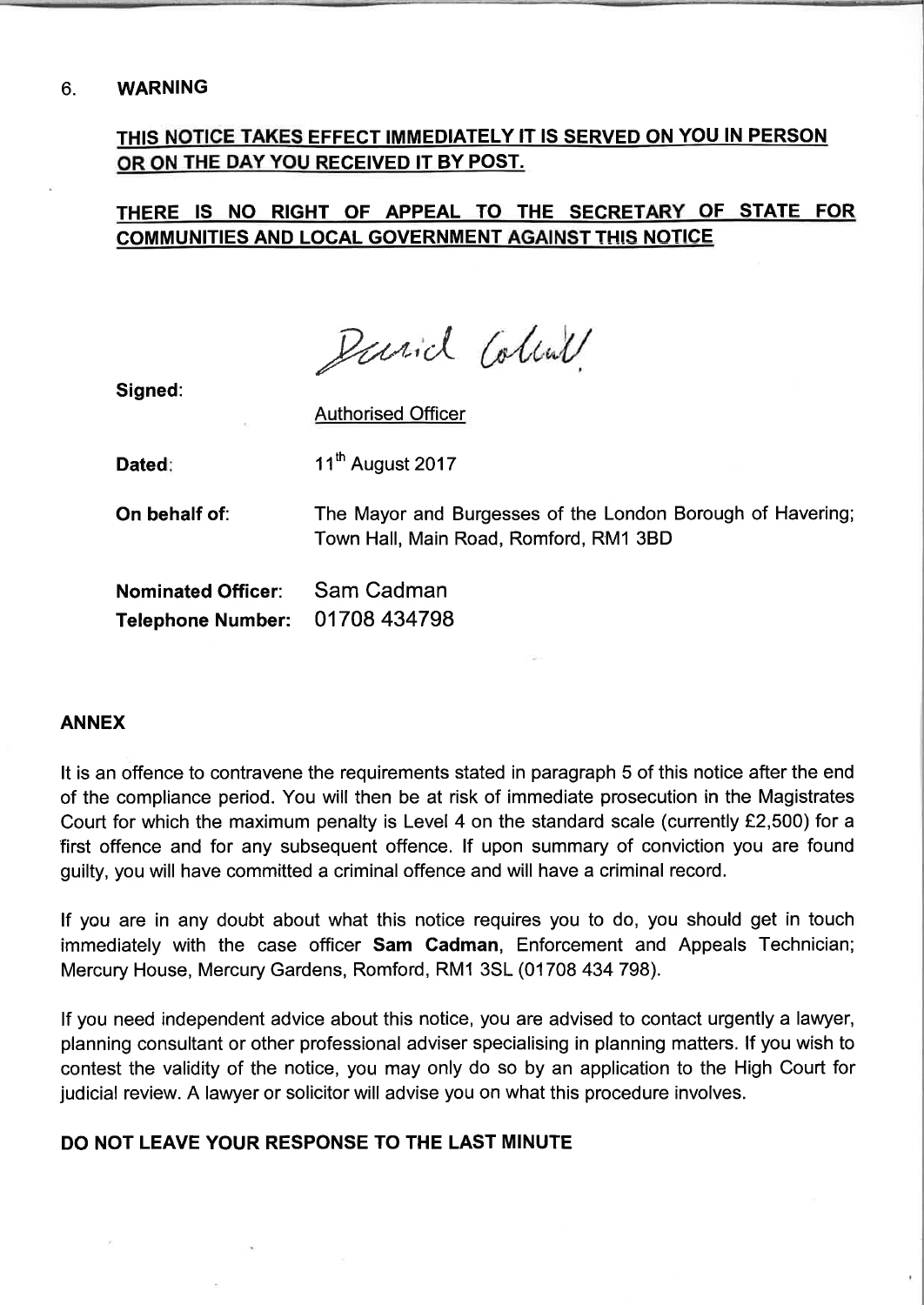## 6. WARNING

**THIS NOTICE TAKES EFFECT IMMEDIATELY IT IS SERVED ON YOU IN PERSON OR ON THE DAY YOU RECEIVED IT BY POST.**

**THERE IS NO RIGHT OF APPEAL TO THE SECRETARY OF STATE FOR COMMUNITIES AND LOCAL GOVERNMENT AGAINST THIS NOTICE**

**Signed**: David Colwill
Authorised Officer

**Dated**: 11th August 2017

**On behalf of**: The Mayor and Burgesses of the London Borough of Havering; Town Hall, Main Road, Romford, RM1 3BD

**Nominated Officer**: Sam Cadman

**Telephone Number**: 01708 434798

## ANNEX

It is an offence to contravene the requirements stated in paragraph 5 of this notice after the end of the compliance period. You will then be at risk of immediate prosecution in the Magistrates Court for which the maximum penalty is Level 4 on the standard scale (currently £2,500) for a first offence and for any subsequent offence. If upon summary of conviction you are found guilty, you will have committed a criminal offence and will have a criminal record.

If you are in any doubt about what this notice requires you to do, you should get in touch immediately with the case officer **Sam Cadman**, Enforcement and Appeals Technician; Mercury House, Mercury Gardens, Romford, RM1 3SL (01708 434 798).

If you need independent advice about this notice, you are advised to contact urgently a lawyer, planning consultant or other professional adviser specialising in planning matters. If you wish to contest the validity of the notice, you may only do so by an application to the High Court for judicial review. A lawyer or solicitor will advise you on what this procedure involves.

**DO NOT LEAVE YOUR RESPONSE TO THE LAST MINUTE**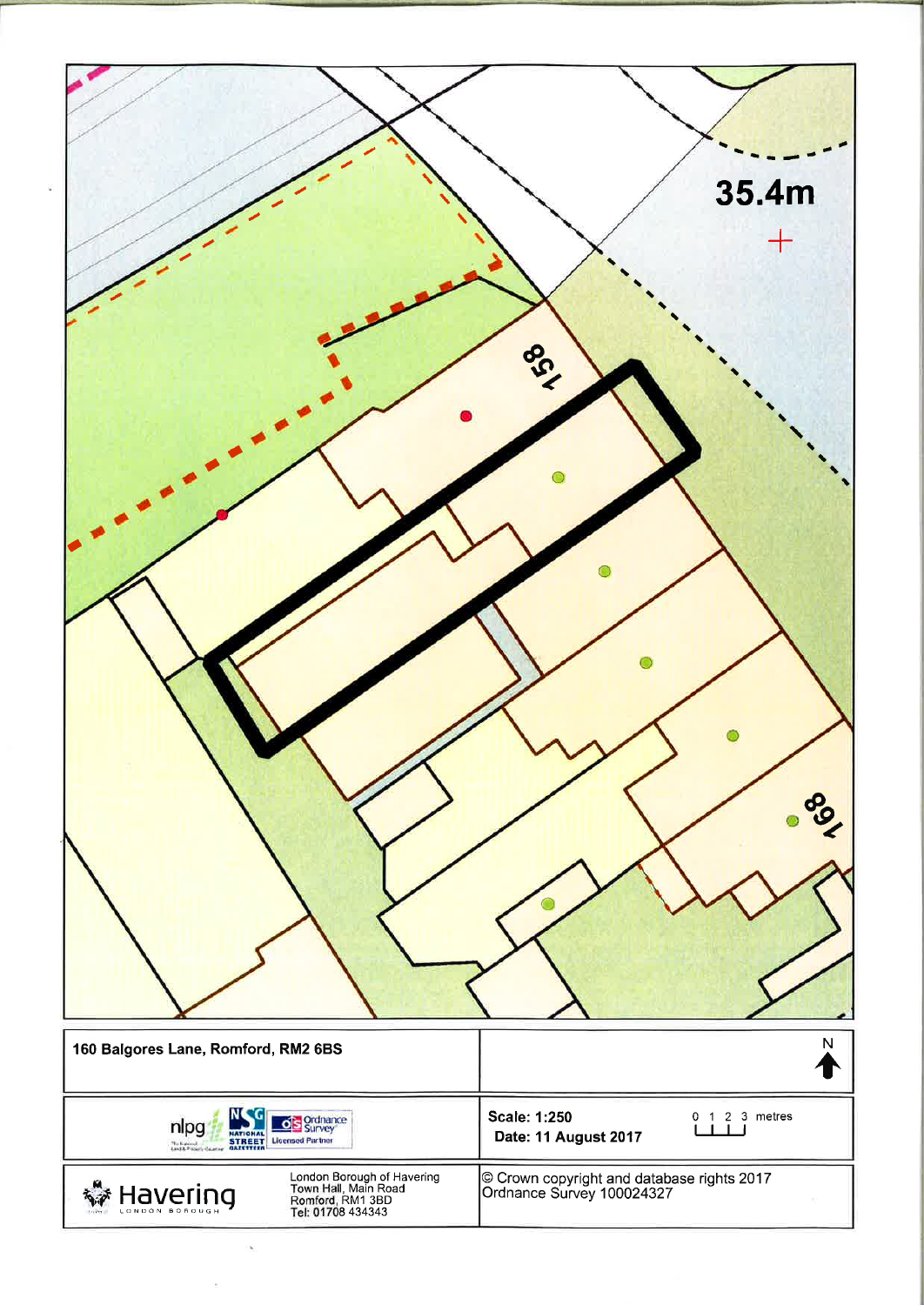35.4m

158

168

160 Balgores Lane, Romford, RM2 6BS

N

Scale: 1:250

Date: 11 August 2017

0 1 2 3 metres

© Crown copyright and database rights 2017 Ordnance Survey 100024327

London Borough of Havering
Town Hall, Main Road
Romford, RM1 3BD
Tel: 01708 434343